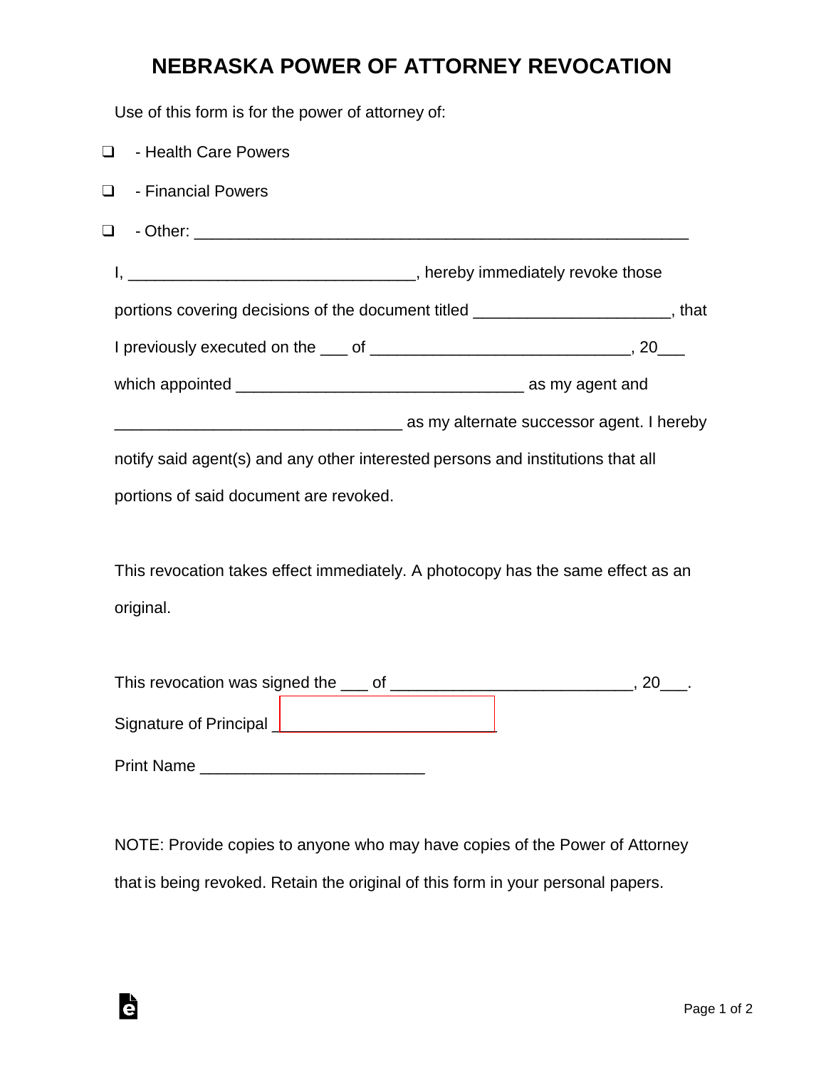# NEBRASKA POWER OF ATTORNEY REVOCATION

Use of this form is for the power of attorney of:

❑ - Health Care Powers

❑ - Financial Powers

❑ - Other: ________________________________________________________

I, ________________________________, hereby immediately revoke those portions covering decisions of the document titled ______________________, that I previously executed on the ___ of _____________________________, 20___ which appointed ________________________________ as my agent and ________________________________ as my alternate successor agent. I hereby notify said agent(s) and any other interested persons and institutions that all portions of said document are revoked.

This revocation takes effect immediately. A photocopy has the same effect as an original.

This revocation was signed the ___ of ___________________________, 20___.

Signature of Principal ________________________

Print Name _________________________

NOTE: Provide copies to anyone who may have copies of the Power of Attorney that is being revoked. Retain the original of this form in your personal papers.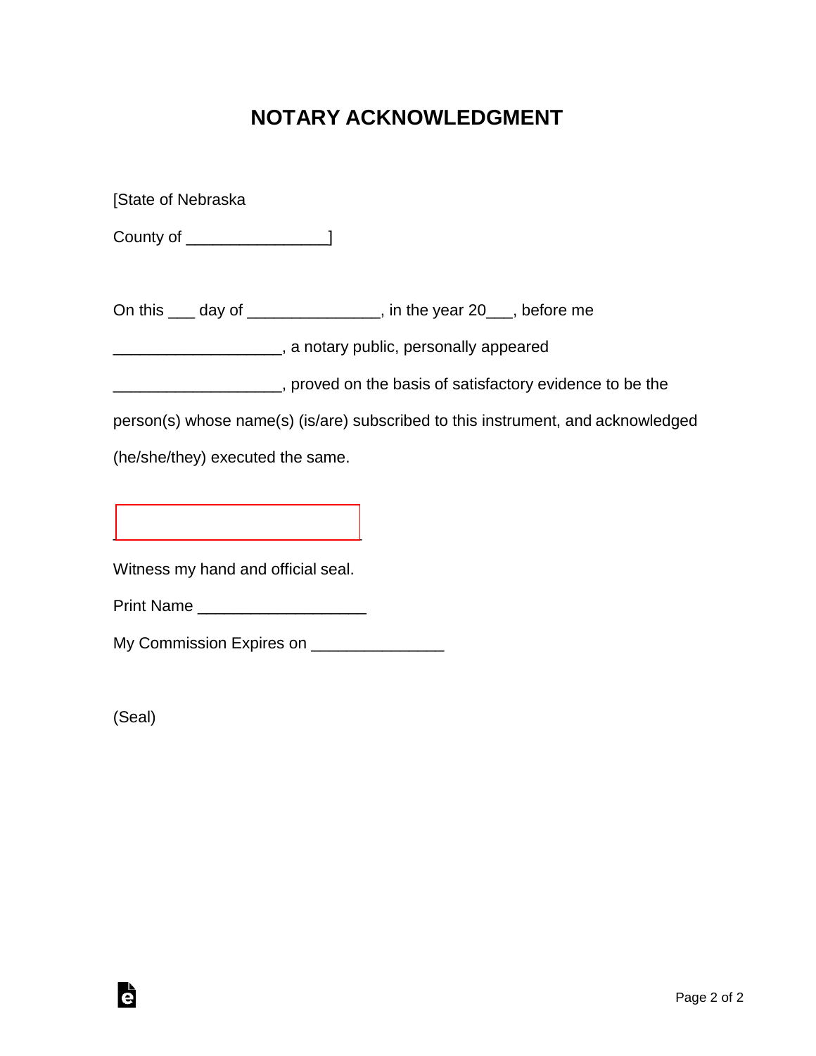# NOTARY ACKNOWLEDGMENT

[State of Nebraska

County of ________________]

On this ___ day of _______________, in the year 20___, before me ___________________, a notary public, personally appeared ___________________, proved on the basis of satisfactory evidence to be the person(s) whose name(s) (is/are) subscribed to this instrument, and acknowledged (he/she/they) executed the same.

___________________________

Witness my hand and official seal.

Print Name ___________________

My Commission Expires on _______________

(Seal)